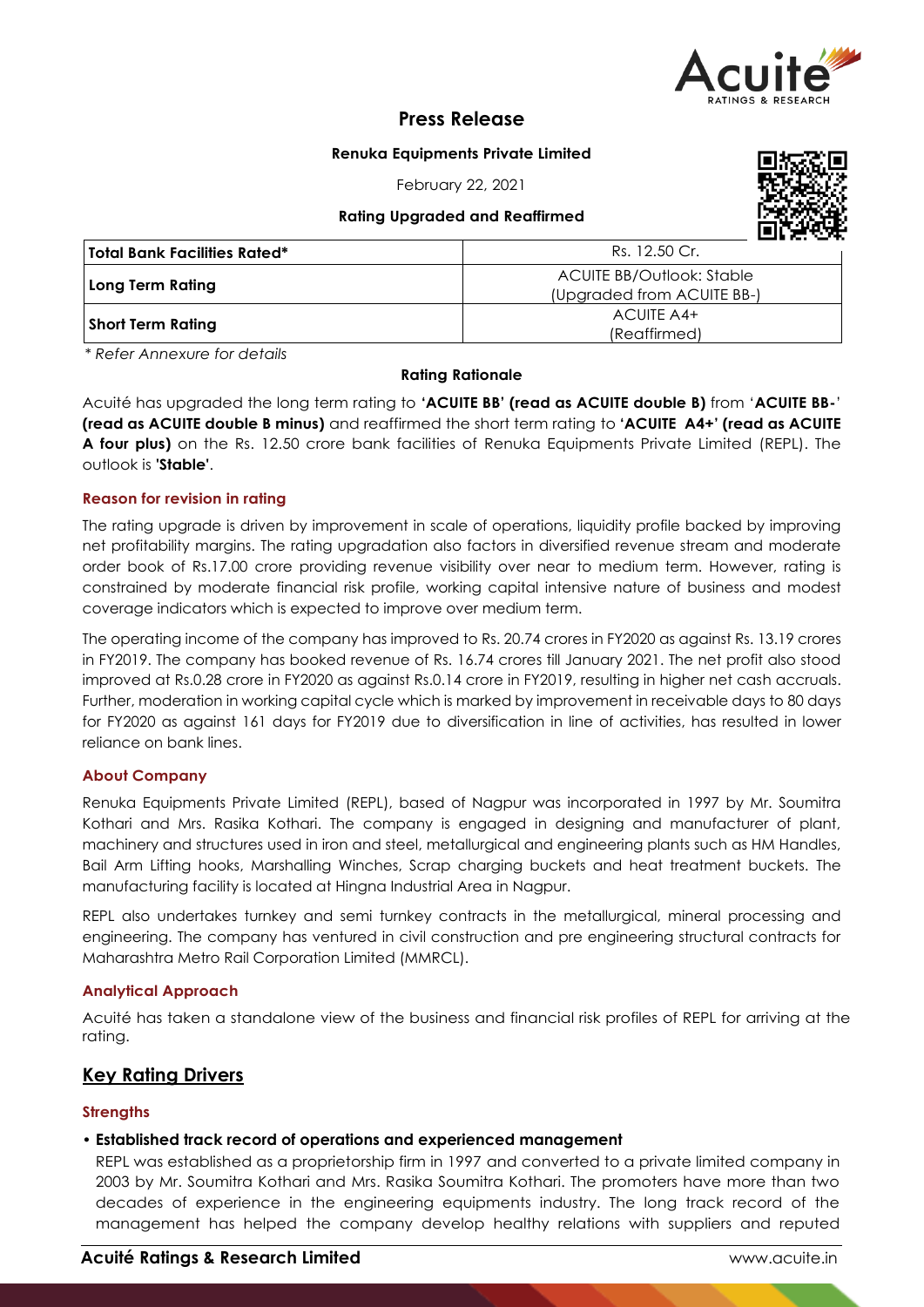# Press Release

**Renuka Equipments Private Limited**

February 22, 2021

**Rating Upgraded and Reaffirmed**

| **Total Bank Facilities Rated*** | Rs. 12.50 Cr. |
|---|---|
| **Long Term Rating** | ACUITE BB/Outlook: Stable (Upgraded from ACUITE BB-) |
| **Short Term Rating** | ACUITE A4+ (Reaffirmed) |

*\* Refer Annexure for details*

**Rating Rationale**

Acuité has upgraded the long term rating to **'ACUITE BB' (read as ACUITE double B)** from '**ACUITE BB-**' **(read as ACUITE double B minus)** and reaffirmed the short term rating to **'ACUITE A4+' (read as ACUITE A four plus)** on the Rs. 12.50 crore bank facilities of Renuka Equipments Private Limited (REPL). The outlook is **'Stable'**.

### Reason for revision in rating

The rating upgrade is driven by improvement in scale of operations, liquidity profile backed by improving net profitability margins. The rating upgradation also factors in diversified revenue stream and moderate order book of Rs.17.00 crore providing revenue visibility over near to medium term. However, rating is constrained by moderate financial risk profile, working capital intensive nature of business and modest coverage indicators which is expected to improve over medium term.

The operating income of the company has improved to Rs. 20.74 crores in FY2020 as against Rs. 13.19 crores in FY2019. The company has booked revenue of Rs. 16.74 crores till January 2021. The net profit also stood improved at Rs.0.28 crore in FY2020 as against Rs.0.14 crore in FY2019, resulting in higher net cash accruals. Further, moderation in working capital cycle which is marked by improvement in receivable days to 80 days for FY2020 as against 161 days for FY2019 due to diversification in line of activities, has resulted in lower reliance on bank lines.

### About Company

Renuka Equipments Private Limited (REPL), based of Nagpur was incorporated in 1997 by Mr. Soumitra Kothari and Mrs. Rasika Kothari. The company is engaged in designing and manufacturer of plant, machinery and structures used in iron and steel, metallurgical and engineering plants such as HM Handles, Bail Arm Lifting hooks, Marshalling Winches, Scrap charging buckets and heat treatment buckets. The manufacturing facility is located at Hingna Industrial Area in Nagpur.

REPL also undertakes turnkey and semi turnkey contracts in the metallurgical, mineral processing and engineering. The company has ventured in civil construction and pre engineering structural contracts for Maharashtra Metro Rail Corporation Limited (MMRCL).

### Analytical Approach

Acuité has taken a standalone view of the business and financial risk profiles of REPL for arriving at the rating.

## Key Rating Drivers

### Strengths

- **Established track record of operations and experienced management**

  REPL was established as a proprietorship firm in 1997 and converted to a private limited company in 2003 by Mr. Soumitra Kothari and Mrs. Rasika Soumitra Kothari. The promoters have more than two decades of experience in the engineering equipments industry. The long track record of the management has helped the company develop healthy relations with suppliers and reputed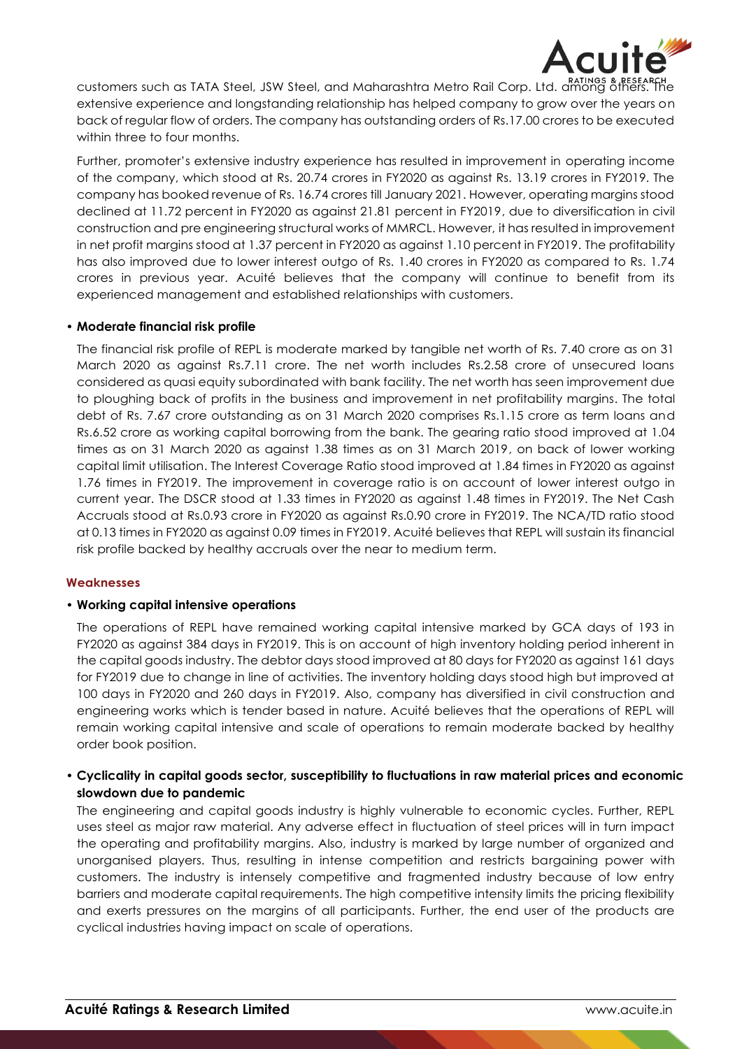customers such as TATA Steel, JSW Steel, and Maharashtra Metro Rail Corp. Ltd. among others. The extensive experience and longstanding relationship has helped company to grow over the years on back of regular flow of orders. The company has outstanding orders of Rs.17.00 crores to be executed within three to four months.

Further, promoter's extensive industry experience has resulted in improvement in operating income of the company, which stood at Rs. 20.74 crores in FY2020 as against Rs. 13.19 crores in FY2019. The company has booked revenue of Rs. 16.74 crores till January 2021. However, operating margins stood declined at 11.72 percent in FY2020 as against 21.81 percent in FY2019, due to diversification in civil construction and pre engineering structural works of MMRCL. However, it has resulted in improvement in net profit margins stood at 1.37 percent in FY2020 as against 1.10 percent in FY2019. The profitability has also improved due to lower interest outgo of Rs. 1.40 crores in FY2020 as compared to Rs. 1.74 crores in previous year. Acuité believes that the company will continue to benefit from its experienced management and established relationships with customers.

- **Moderate financial risk profile**

The financial risk profile of REPL is moderate marked by tangible net worth of Rs. 7.40 crore as on 31 March 2020 as against Rs.7.11 crore. The net worth includes Rs.2.58 crore of unsecured loans considered as quasi equity subordinated with bank facility. The net worth has seen improvement due to ploughing back of profits in the business and improvement in net profitability margins. The total debt of Rs. 7.67 crore outstanding as on 31 March 2020 comprises Rs.1.15 crore as term loans and Rs.6.52 crore as working capital borrowing from the bank. The gearing ratio stood improved at 1.04 times as on 31 March 2020 as against 1.38 times as on 31 March 2019, on back of lower working capital limit utilisation. The Interest Coverage Ratio stood improved at 1.84 times in FY2020 as against 1.76 times in FY2019. The improvement in coverage ratio is on account of lower interest outgo in current year. The DSCR stood at 1.33 times in FY2020 as against 1.48 times in FY2019. The Net Cash Accruals stood at Rs.0.93 crore in FY2020 as against Rs.0.90 crore in FY2019. The NCA/TD ratio stood at 0.13 times in FY2020 as against 0.09 times in FY2019. Acuité believes that REPL will sustain its financial risk profile backed by healthy accruals over the near to medium term.

### Weaknesses

- **Working capital intensive operations**

The operations of REPL have remained working capital intensive marked by GCA days of 193 in FY2020 as against 384 days in FY2019. This is on account of high inventory holding period inherent in the capital goods industry. The debtor days stood improved at 80 days for FY2020 as against 161 days for FY2019 due to change in line of activities. The inventory holding days stood high but improved at 100 days in FY2020 and 260 days in FY2019. Also, company has diversified in civil construction and engineering works which is tender based in nature. Acuité believes that the operations of REPL will remain working capital intensive and scale of operations to remain moderate backed by healthy order book position.

- **Cyclicality in capital goods sector, susceptibility to fluctuations in raw material prices and economic slowdown due to pandemic**

The engineering and capital goods industry is highly vulnerable to economic cycles. Further, REPL uses steel as major raw material. Any adverse effect in fluctuation of steel prices will in turn impact the operating and profitability margins. Also, industry is marked by large number of organized and unorganised players. Thus, resulting in intense competition and restricts bargaining power with customers. The industry is intensely competitive and fragmented industry because of low entry barriers and moderate capital requirements. The high competitive intensity limits the pricing flexibility and exerts pressures on the margins of all participants. Further, the end user of the products are cyclical industries having impact on scale of operations.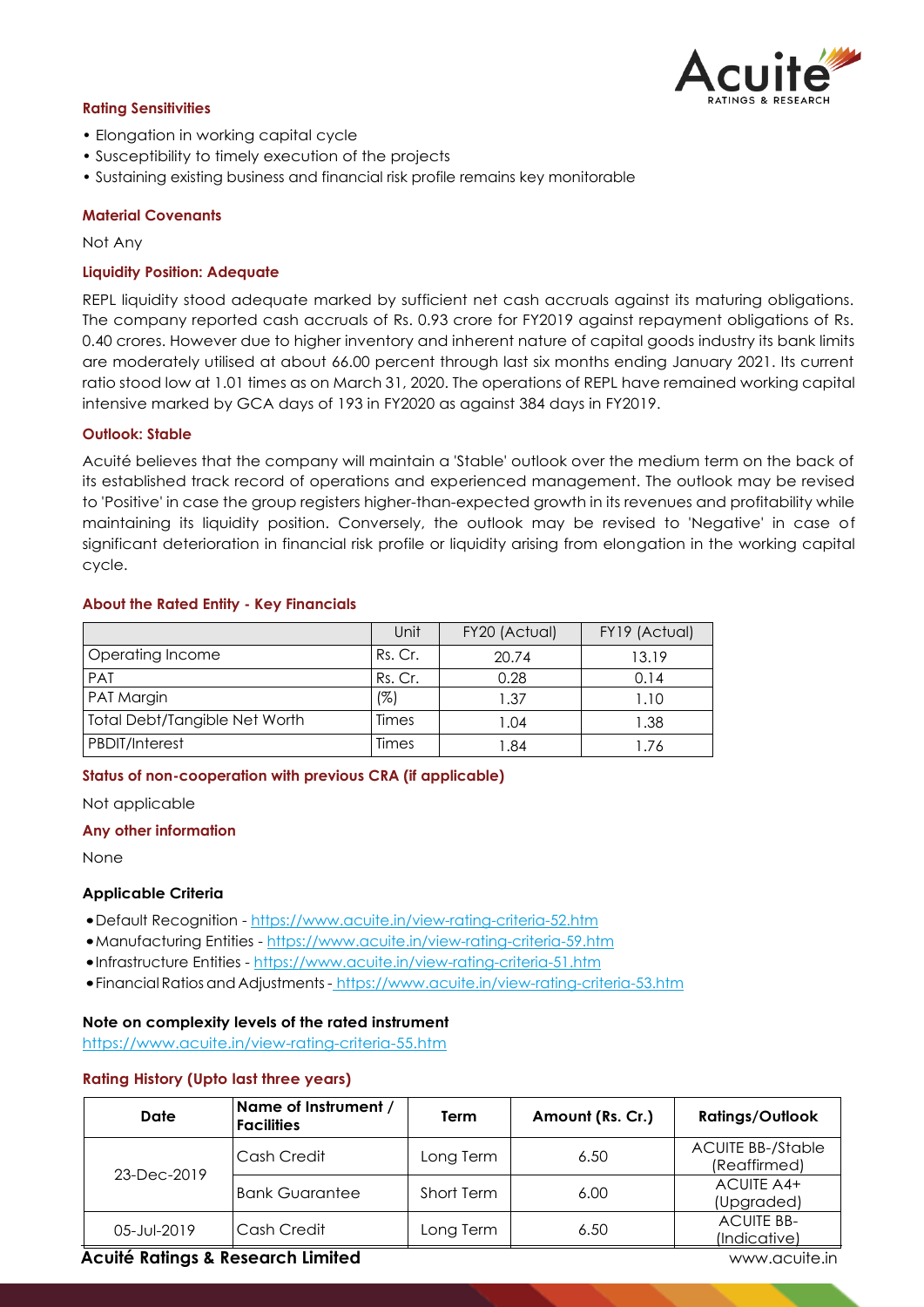**Rating Sensitivities**

- Elongation in working capital cycle
- Susceptibility to timely execution of the projects
- Sustaining existing business and financial risk profile remains key monitorable

**Material Covenants**

Not Any

**Liquidity Position: Adequate**

REPL liquidity stood adequate marked by sufficient net cash accruals against its maturing obligations. The company reported cash accruals of Rs. 0.93 crore for FY2019 against repayment obligations of Rs. 0.40 crores. However due to higher inventory and inherent nature of capital goods industry its bank limits are moderately utilised at about 66.00 percent through last six months ending January 2021. Its current ratio stood low at 1.01 times as on March 31, 2020. The operations of REPL have remained working capital intensive marked by GCA days of 193 in FY2020 as against 384 days in FY2019.

**Outlook: Stable**

Acuité believes that the company will maintain a 'Stable' outlook over the medium term on the back of its established track record of operations and experienced management. The outlook may be revised to 'Positive' in case the group registers higher-than-expected growth in its revenues and profitability while maintaining its liquidity position. Conversely, the outlook may be revised to 'Negative' in case of significant deterioration in financial risk profile or liquidity arising from elongation in the working capital cycle.

**About the Rated Entity - Key Financials**

| | Unit | FY20 (Actual) | FY19 (Actual) |
|---|---|---|---|
| Operating Income | Rs. Cr. | 20.74 | 13.19 |
| PAT | Rs. Cr. | 0.28 | 0.14 |
| PAT Margin | (%) | 1.37 | 1.10 |
| Total Debt/Tangible Net Worth | Times | 1.04 | 1.38 |
| PBDIT/Interest | Times | 1.84 | 1.76 |

**Status of non-cooperation with previous CRA (if applicable)**

Not applicable

**Any other information**

None

**Applicable Criteria**

- Default Recognition - https://www.acuite.in/view-rating-criteria-52.htm
- Manufacturing Entities - https://www.acuite.in/view-rating-criteria-59.htm
- Infrastructure Entities - https://www.acuite.in/view-rating-criteria-51.htm
- Financial Ratios and Adjustments - https://www.acuite.in/view-rating-criteria-53.htm

**Note on complexity levels of the rated instrument**

https://www.acuite.in/view-rating-criteria-55.htm

**Rating History (Upto last three years)**

| Date | Name of Instrument / Facilities | Term | Amount (Rs. Cr.) | Ratings/Outlook |
|---|---|---|---|---|
| 23-Dec-2019 | Cash Credit | Long Term | 6.50 | ACUITE BB-/Stable (Reaffirmed) |
| | Bank Guarantee | Short Term | 6.00 | ACUITE A4+ (Upgraded) |
| 05-Jul-2019 | Cash Credit | Long Term | 6.50 | ACUITE BB- (Indicative) |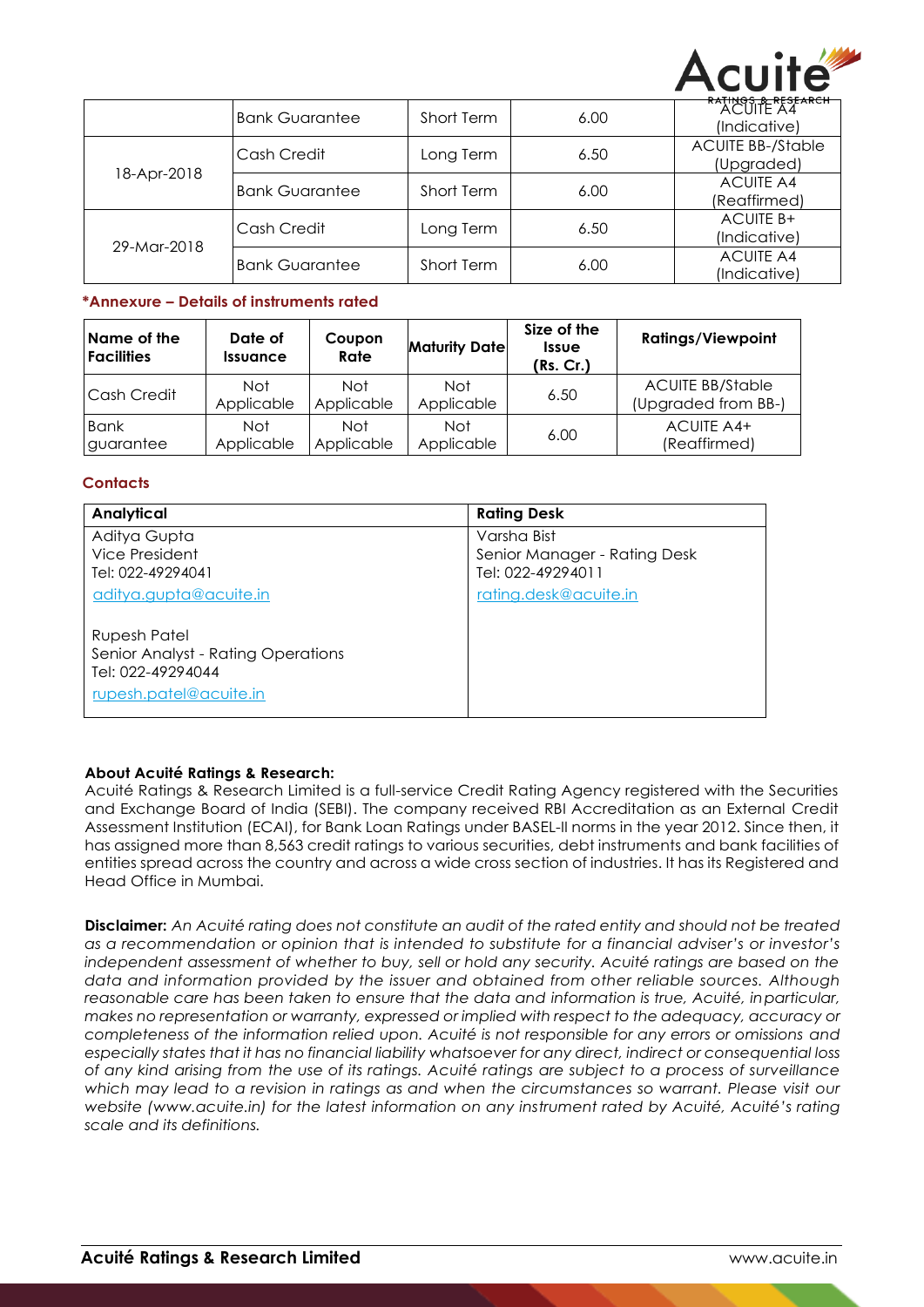| | | | | |
|---|---|---|---|---|
| | Bank Guarantee | Short Term | 6.00 | ACUITE A4 (Indicative) |
| 18-Apr-2018 | Cash Credit | Long Term | 6.50 | ACUITE BB-/Stable (Upgraded) |
| | Bank Guarantee | Short Term | 6.00 | ACUITE A4 (Reaffirmed) |
| 29-Mar-2018 | Cash Credit | Long Term | 6.50 | ACUITE B+ (Indicative) |
| | Bank Guarantee | Short Term | 6.00 | ACUITE A4 (Indicative) |

**\*Annexure – Details of instruments rated**

| Name of the Facilities | Date of Issuance | Coupon Rate | Maturity Date | Size of the Issue (Rs. Cr.) | Ratings/Viewpoint |
|---|---|---|---|---|---|
| Cash Credit | Not Applicable | Not Applicable | Not Applicable | 6.50 | ACUITE BB/Stable (Upgraded from BB-) |
| Bank guarantee | Not Applicable | Not Applicable | Not Applicable | 6.00 | ACUITE A4+ (Reaffirmed) |

**Contacts**

| Analytical | Rating Desk |
|---|---|
| Aditya Gupta<br>Vice President<br>Tel: 022-49294041<br>aditya.gupta@acuite.in<br><br>Rupesh Patel<br>Senior Analyst - Rating Operations<br>Tel: 022-49294044<br>rupesh.patel@acuite.in | Varsha Bist<br>Senior Manager - Rating Desk<br>Tel: 022-49294011<br>rating.desk@acuite.in |

**About Acuité Ratings & Research:**
Acuité Ratings & Research Limited is a full-service Credit Rating Agency registered with the Securities and Exchange Board of India (SEBI). The company received RBI Accreditation as an External Credit Assessment Institution (ECAI), for Bank Loan Ratings under BASEL-II norms in the year 2012. Since then, it has assigned more than 8,563 credit ratings to various securities, debt instruments and bank facilities of entities spread across the country and across a wide cross section of industries. It has its Registered and Head Office in Mumbai.

**Disclaimer:** *An Acuité rating does not constitute an audit of the rated entity and should not be treated as a recommendation or opinion that is intended to substitute for a financial adviser's or investor's independent assessment of whether to buy, sell or hold any security. Acuité ratings are based on the data and information provided by the issuer and obtained from other reliable sources. Although reasonable care has been taken to ensure that the data and information is true, Acuité, in particular, makes no representation or warranty, expressed or implied with respect to the adequacy, accuracy or completeness of the information relied upon. Acuité is not responsible for any errors or omissions and especially states that it has no financial liability whatsoever for any direct, indirect or consequential loss of any kind arising from the use of its ratings. Acuité ratings are subject to a process of surveillance which may lead to a revision in ratings as and when the circumstances so warrant. Please visit our website (www.acuite.in) for the latest information on any instrument rated by Acuité, Acuité's rating scale and its definitions.*